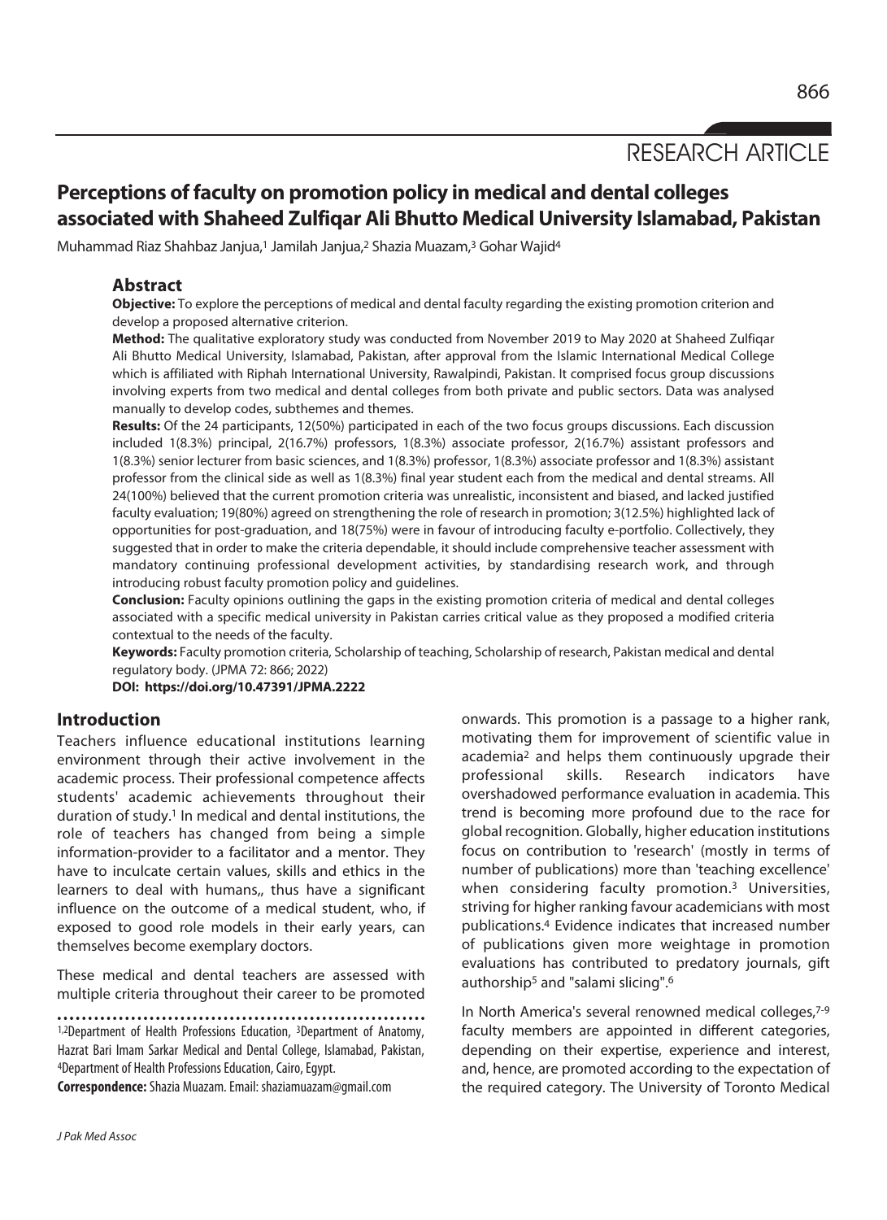RESEARCH ARTICLE

# Perceptions of faculty on promotion policy in medical and dental colleges associated with Shaheed Zulfiqar Ali Bhutto Medical University Islamabad, Pakistan

Muhammad Riaz Shahbaz Janjua,[1] Jamilah Janjua,[2] Shazia Muazam,[3] Gohar Wajid[4]

## Abstract

**Objective:** To explore the perceptions of medical and dental faculty regarding the existing promotion criterion and develop a proposed alternative criterion.

**Method:** The qualitative exploratory study was conducted from November 2019 to May 2020 at Shaheed Zulfiqar Ali Bhutto Medical University, Islamabad, Pakistan, after approval from the Islamic International Medical College which is affiliated with Riphah International University, Rawalpindi, Pakistan. It comprised focus group discussions involving experts from two medical and dental colleges from both private and public sectors. Data was analysed manually to develop codes, subthemes and themes.

**Results:** Of the 24 participants, 12(50%) participated in each of the two focus groups discussions. Each discussion included 1(8.3%) principal, 2(16.7%) professors, 1(8.3%) associate professor, 2(16.7%) assistant professors and 1(8.3%) senior lecturer from basic sciences, and 1(8.3%) professor, 1(8.3%) associate professor and 1(8.3%) assistant professor from the clinical side as well as 1(8.3%) final year student each from the medical and dental streams. All 24(100%) believed that the current promotion criteria was unrealistic, inconsistent and biased, and lacked justified faculty evaluation; 19(80%) agreed on strengthening the role of research in promotion; 3(12.5%) highlighted lack of opportunities for post-graduation, and 18(75%) were in favour of introducing faculty e-portfolio. Collectively, they suggested that in order to make the criteria dependable, it should include comprehensive teacher assessment with mandatory continuing professional development activities, by standardising research work, and through introducing robust faculty promotion policy and guidelines.

**Conclusion:** Faculty opinions outlining the gaps in the existing promotion criteria of medical and dental colleges associated with a specific medical university in Pakistan carries critical value as they proposed a modified criteria contextual to the needs of the faculty.

**Keywords:** Faculty promotion criteria, Scholarship of teaching, Scholarship of research, Pakistan medical and dental regulatory body. (JPMA 72: 866; 2022)

**DOI: https://doi.org/10.47391/JPMA.2222**

## Introduction

Teachers influence educational institutions learning environment through their active involvement in the academic process. Their professional competence affects students' academic achievements throughout their duration of study.[1] In medical and dental institutions, the role of teachers has changed from being a simple information-provider to a facilitator and a mentor. They have to inculcate certain values, skills and ethics in the learners to deal with humans,, thus have a significant influence on the outcome of a medical student, who, if exposed to good role models in their early years, can themselves become exemplary doctors.

These medical and dental teachers are assessed with multiple criteria throughout their career to be promoted onwards. This promotion is a passage to a higher rank, motivating them for improvement of scientific value in academia[2] and helps them continuously upgrade their professional skills. Research indicators have overshadowed performance evaluation in academia. This trend is becoming more profound due to the race for global recognition. Globally, higher education institutions focus on contribution to 'research' (mostly in terms of number of publications) more than 'teaching excellence' when considering faculty promotion.[3] Universities, striving for higher ranking favour academicians with most publications.[4] Evidence indicates that increased number of publications given more weightage in promotion evaluations has contributed to predatory journals, gift authorship[5] and "salami slicing".[6]

In North America's several renowned medical colleges,[7-9] faculty members are appointed in different categories, depending on their expertise, experience and interest, and, hence, are promoted according to the expectation of the required category. The University of Toronto Medical

[1,2]Department of Health Professions Education, [3]Department of Anatomy, Hazrat Bari Imam Sarkar Medical and Dental College, Islamabad, Pakistan, [4]Department of Health Professions Education, Cairo, Egypt.

**Correspondence:** Shazia Muazam. Email: shaziamuazam@gmail.com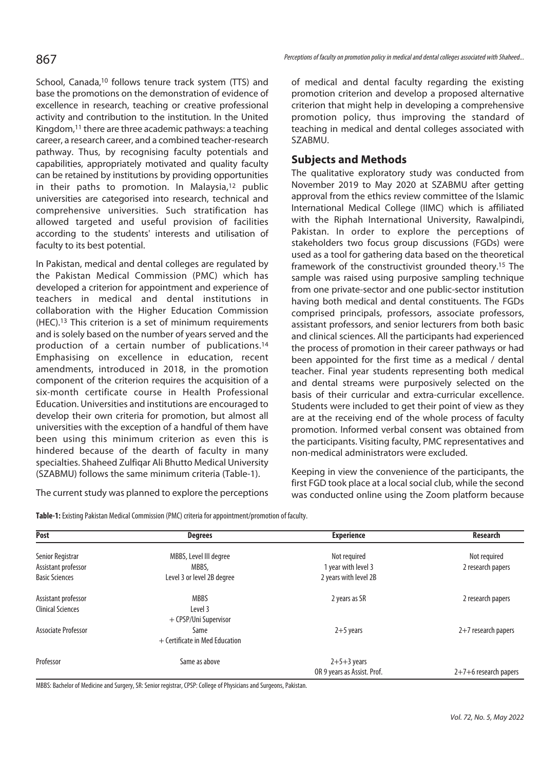School, Canada,[10] follows tenure track system (TTS) and base the promotions on the demonstration of evidence of excellence in research, teaching or creative professional activity and contribution to the institution. In the United Kingdom,[11] there are three academic pathways: a teaching career, a research career, and a combined teacher-research pathway. Thus, by recognising faculty potentials and capabilities, appropriately motivated and quality faculty can be retained by institutions by providing opportunities in their paths to promotion. In Malaysia,[12] public universities are categorised into research, technical and comprehensive universities. Such stratification has allowed targeted and useful provision of facilities according to the students' interests and utilisation of faculty to its best potential.

In Pakistan, medical and dental colleges are regulated by the Pakistan Medical Commission (PMC) which has developed a criterion for appointment and experience of teachers in medical and dental institutions in collaboration with the Higher Education Commission (HEC).[13] This criterion is a set of minimum requirements and is solely based on the number of years served and the production of a certain number of publications.[14] Emphasising on excellence in education, recent amendments, introduced in 2018, in the promotion component of the criterion requires the acquisition of a six-month certificate course in Health Professional Education. Universities and institutions are encouraged to develop their own criteria for promotion, but almost all universities with the exception of a handful of them have been using this minimum criterion as even this is hindered because of the dearth of faculty in many specialties. Shaheed Zulfiqar Ali Bhutto Medical University (SZABMU) follows the same minimum criteria (Table-1).

The current study was planned to explore the perceptions of medical and dental faculty regarding the existing promotion criterion and develop a proposed alternative criterion that might help in developing a comprehensive promotion policy, thus improving the standard of teaching in medical and dental colleges associated with SZABMU.

## Subjects and Methods

The qualitative exploratory study was conducted from November 2019 to May 2020 at SZABMU after getting approval from the ethics review committee of the Islamic International Medical College (IIMC) which is affiliated with the Riphah International University, Rawalpindi, Pakistan. In order to explore the perceptions of stakeholders two focus group discussions (FGDs) were used as a tool for gathering data based on the theoretical framework of the constructivist grounded theory.[15] The sample was raised using purposive sampling technique from one private-sector and one public-sector institution having both medical and dental constituents. The FGDs comprised principals, professors, associate professors, assistant professors, and senior lecturers from both basic and clinical sciences. All the participants had experienced the process of promotion in their career pathways or had been appointed for the first time as a medical / dental teacher. Final year students representing both medical and dental streams were purposively selected on the basis of their curricular and extra-curricular excellence. Students were included to get their point of view as they are at the receiving end of the whole process of faculty promotion. Informed verbal consent was obtained from the participants. Visiting faculty, PMC representatives and non-medical administrators were excluded.

Keeping in view the convenience of the participants, the first FGD took place at a local social club, while the second was conducted online using the Zoom platform because

**Table-1:** Existing Pakistan Medical Commission (PMC) criteria for appointment/promotion of faculty.

| Post | Degrees | Experience | Research |
|---|---|---|---|
| Senior Registrar | MBBS, Level III degree | Not required | Not required |
| Assistant professor Basic Sciences | MBBS, Level 3 or level 2B degree | 1 year with level 3<br>2 years with level 2B | 2 research papers |
| Assistant professor Clinical Sciences | MBBS Level 3 + CPSP/Uni Supervisor | 2 years as SR | 2 research papers |
| Associate Professor | Same + Certificate in Med Education | 2+5 years | 2+7 research papers |
| Professor | Same as above | 2+5+3 years<br>OR 9 years as Assist. Prof. | 2+7+6 research papers |

MBBS: Bachelor of Medicine and Surgery, SR: Senior registrar, CPSP: College of Physicians and Surgeons, Pakistan.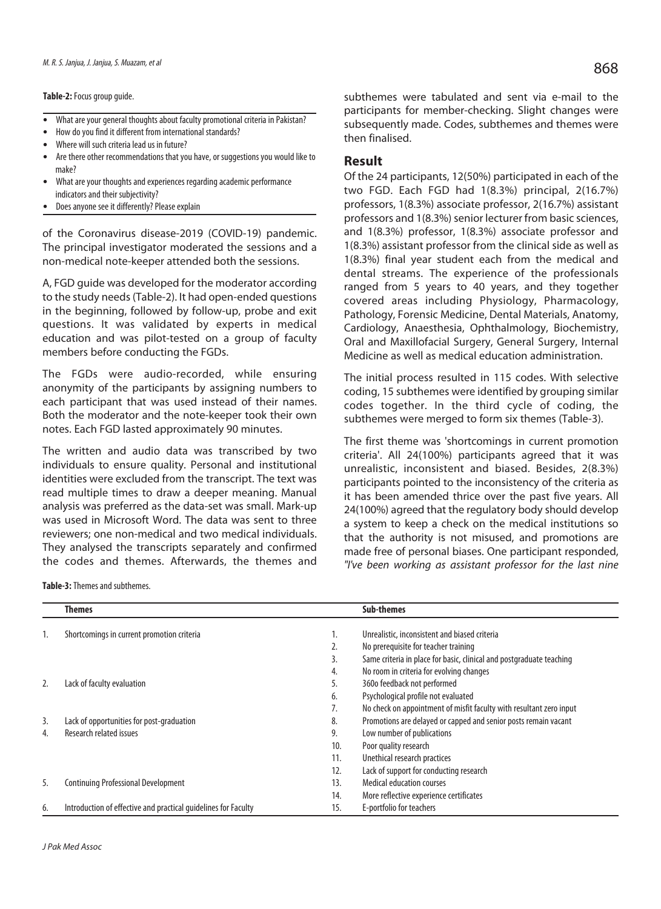**Table-2:** Focus group guide.

- What are your general thoughts about faculty promotional criteria in Pakistan?
- How do you find it different from international standards?
- Where will such criteria lead us in future?
- Are there other recommendations that you have, or suggestions you would like to make?
- What are your thoughts and experiences regarding academic performance indicators and their subjectivity?
- Does anyone see it differently? Please explain

of the Coronavirus disease-2019 (COVID-19) pandemic. The principal investigator moderated the sessions and a non-medical note-keeper attended both the sessions.

A, FGD guide was developed for the moderator according to the study needs (Table-2). It had open-ended questions in the beginning, followed by follow-up, probe and exit questions. It was validated by experts in medical education and was pilot-tested on a group of faculty members before conducting the FGDs.

The FGDs were audio-recorded, while ensuring anonymity of the participants by assigning numbers to each participant that was used instead of their names. Both the moderator and the note-keeper took their own notes. Each FGD lasted approximately 90 minutes.

The written and audio data was transcribed by two individuals to ensure quality. Personal and institutional identities were excluded from the transcript. The text was read multiple times to draw a deeper meaning. Manual analysis was preferred as the data-set was small. Mark-up was used in Microsoft Word. The data was sent to three reviewers; one non-medical and two medical individuals. They analysed the transcripts separately and confirmed the codes and themes. Afterwards, the themes and subthemes were tabulated and sent via e-mail to the participants for member-checking. Slight changes were subsequently made. Codes, subthemes and themes were then finalised.

## Result

Of the 24 participants, 12(50%) participated in each of the two FGD. Each FGD had 1(8.3%) principal, 2(16.7%) professors, 1(8.3%) associate professor, 2(16.7%) assistant professors and 1(8.3%) senior lecturer from basic sciences, and 1(8.3%) professor, 1(8.3%) associate professor and 1(8.3%) assistant professor from the clinical side as well as 1(8.3%) final year student each from the medical and dental streams. The experience of the professionals ranged from 5 years to 40 years, and they together covered areas including Physiology, Pharmacology, Pathology, Forensic Medicine, Dental Materials, Anatomy, Cardiology, Anaesthesia, Ophthalmology, Biochemistry, Oral and Maxillofacial Surgery, General Surgery, Internal Medicine as well as medical education administration.

The initial process resulted in 115 codes. With selective coding, 15 subthemes were identified by grouping similar codes together. In the third cycle of coding, the subthemes were merged to form six themes (Table-3).

The first theme was 'shortcomings in current promotion criteria'. All 24(100%) participants agreed that it was unrealistic, inconsistent and biased. Besides, 2(8.3%) participants pointed to the inconsistency of the criteria as it has been amended thrice over the past five years. All 24(100%) agreed that the regulatory body should develop a system to keep a check on the medical institutions so that the authority is not misused, and promotions are made free of personal biases. One participant responded, *"I've been working as assistant professor for the last nine*

**Table-3:** Themes and subthemes.

| | Themes | | Sub-themes |
|---|---|---|---|
| 1. | Shortcomings in current promotion criteria | 1. | Unrealistic, inconsistent and biased criteria |
| | | 2. | No prerequisite for teacher training |
| | | 3. | Same criteria in place for basic, clinical and postgraduate teaching |
| | | 4. | No room in criteria for evolving changes |
| 2. | Lack of faculty evaluation | 5. | 360o feedback not performed |
| | | 6. | Psychological profile not evaluated |
| | | 7. | No check on appointment of misfit faculty with resultant zero input |
| 3. | Lack of opportunities for post-graduation | 8. | Promotions are delayed or capped and senior posts remain vacant |
| 4. | Research related issues | 9. | Low number of publications |
| | | 10. | Poor quality research |
| | | 11. | Unethical research practices |
| | | 12. | Lack of support for conducting research |
| 5. | Continuing Professional Development | 13. | Medical education courses |
| | | 14. | More reflective experience certificates |
| 6. | Introduction of effective and practical guidelines for Faculty | 15. | E-portfolio for teachers |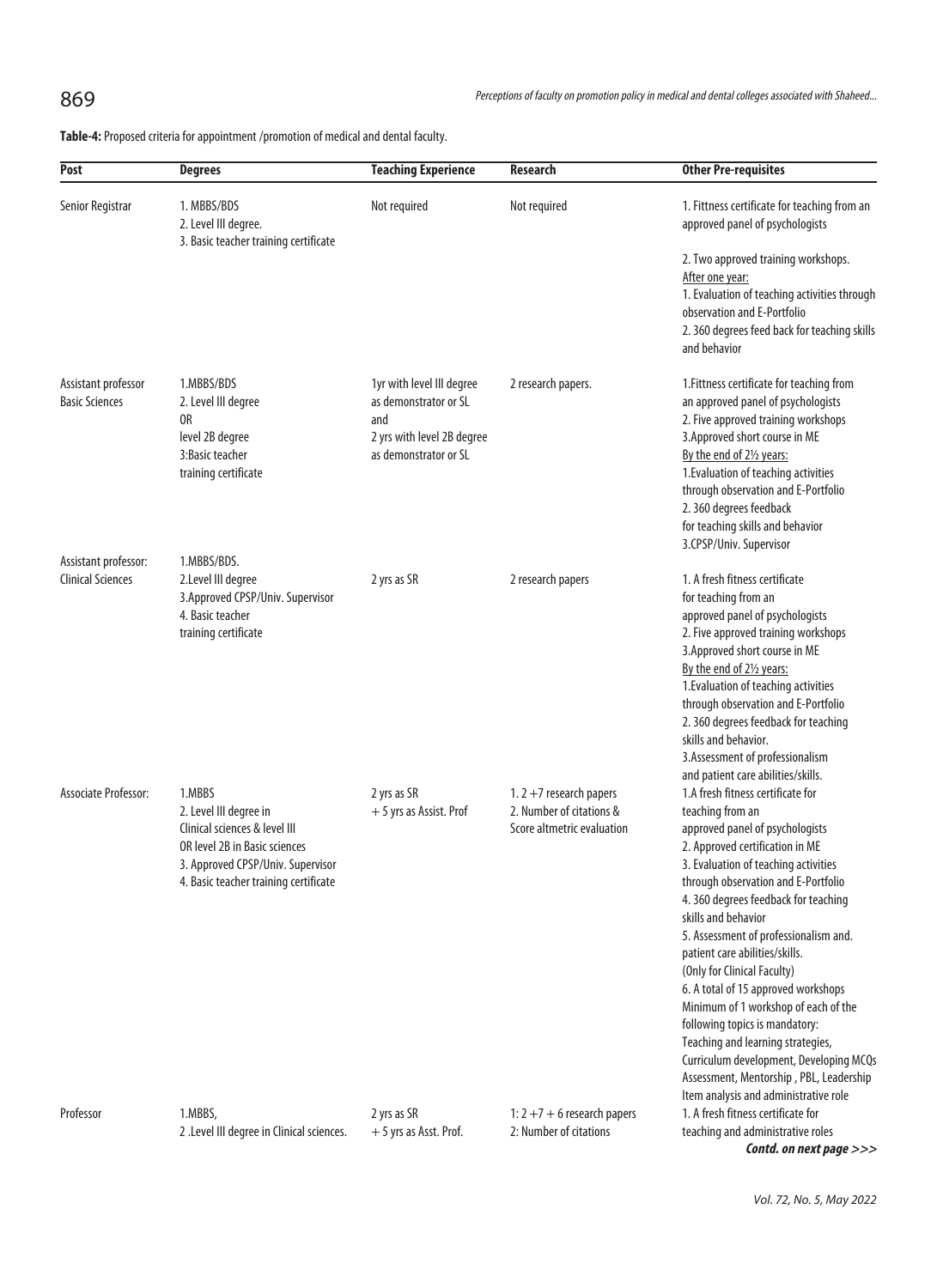**Table-4:** Proposed criteria for appointment /promotion of medical and dental faculty.

| Post | Degrees | Teaching Experience | Research | Other Pre-requisites |
|---|---|---|---|---|
| Senior Registrar | 1. MBBS/BDS<br>2. Level III degree.<br>3. Basic teacher training certificate | Not required | Not required | 1. Fittness certificate for teaching from an approved panel of psychologists<br>2. Two approved training workshops.<br>After one year:<br>1. Evaluation of teaching activities through observation and E-Portfolio<br>2. 360 degrees feed back for teaching skills and behavior |
| Assistant professor Basic Sciences | 1.MBBS/BDS<br>2. Level III degree<br>OR<br>level 2B degree<br>3:Basic teacher training certificate | 1yr with level III degree as demonstrator or SL<br>and<br>2 yrs with level 2B degree as demonstrator or SL | 2 research papers. | 1.Fittness certificate for teaching from an approved panel of psychologists<br>2. Five approved training workshops<br>3.Approved short course in ME<br>By the end of 2½ years:<br>1.Evaluation of teaching activities through observation and E-Portfolio<br>2. 360 degrees feedback for teaching skills and behavior<br>3.CPSP/Univ. Supervisor |
| Assistant professor: Clinical Sciences | 1.MBBS/BDS.<br>2.Level III degree<br>3.Approved CPSP/Univ. Supervisor<br>4. Basic teacher training certificate | 2 yrs as SR | 2 research papers | 1. A fresh fitness certificate for teaching from an approved panel of psychologists<br>2. Five approved training workshops<br>3.Approved short course in ME<br>By the end of 2½ years:<br>1.Evaluation of teaching activities through observation and E-Portfolio<br>2. 360 degrees feedback for teaching skills and behavior.<br>3.Assessment of professionalism and patient care abilities/skills. |
| Associate Professor: | 1.MBBS<br>2. Level III degree in Clinical sciences & level III OR level 2B in Basic sciences<br>3. Approved CPSP/Univ. Supervisor<br>4. Basic teacher training certificate | 2 yrs as SR<br>+ 5 yrs as Assist. Prof | 1. 2 +7 research papers<br>2. Number of citations & Score altmetric evaluation | 1.A fresh fitness certificate for teaching from an approved panel of psychologists<br>2. Approved certification in ME<br>3. Evaluation of teaching activities through observation and E-Portfolio<br>4. 360 degrees feedback for teaching skills and behavior<br>5. Assessment of professionalism and. patient care abilities/skills. (Only for Clinical Faculty)<br>6. A total of 15 approved workshops Minimum of 1 workshop of each of the following topics is mandatory: Teaching and learning strategies, Curriculum development, Developing MCQs Assessment, Mentorship , PBL, Leadership Item analysis and administrative role |
| Professor | 1.MBBS,<br>2 .Level III degree in Clinical sciences. | 2 yrs as SR<br>+ 5 yrs as Asst. Prof. | 1: 2 +7 + 6 research papers<br>2: Number of citations | 1. A fresh fitness certificate for teaching and administrative roles |

***Contd. on next page >>>***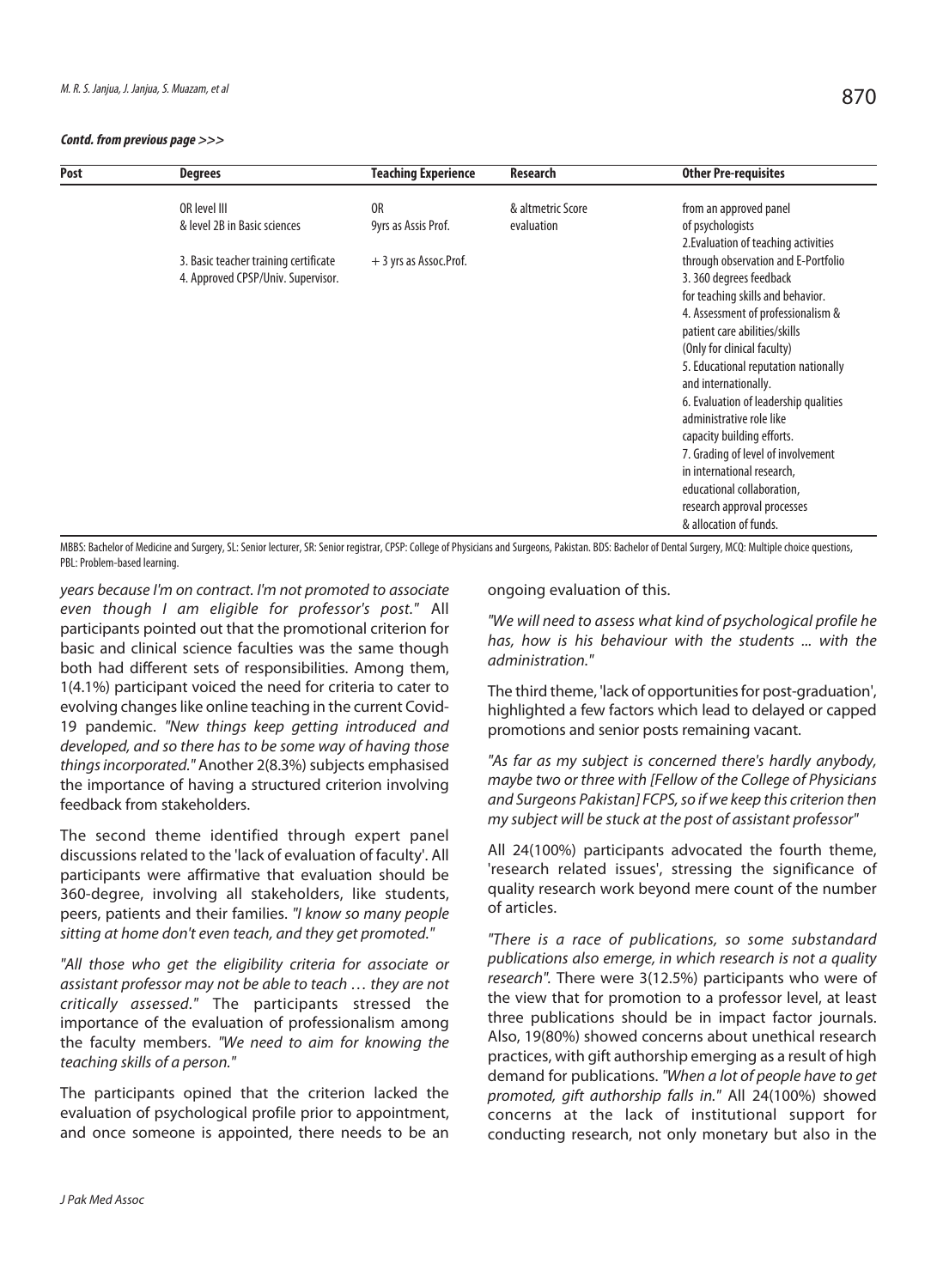**Contd. from previous page >>>**

| Post | Degrees | Teaching Experience | Research | Other Pre-requisites |
|---|---|---|---|---|
| | OR level III<br>& level 2B in Basic sciences<br><br>3. Basic teacher training certificate<br>4. Approved CPSP/Univ. Supervisor. | OR<br>9yrs as Assis Prof.<br><br>+ 3 yrs as Assoc.Prof. | & altmetric Score<br>evaluation | from an approved panel<br>of psychologists<br>2.Evaluation of teaching activities<br>through observation and E-Portfolio<br>3. 360 degrees feedback<br>for teaching skills and behavior.<br>4. Assessment of professionalism &<br>patient care abilities/skills<br>(Only for clinical faculty)<br>5. Educational reputation nationally<br>and internationally.<br>6. Evaluation of leadership qualities<br>administrative role like<br>capacity building efforts.<br>7. Grading of level of involvement<br>in international research,<br>educational collaboration,<br>research approval processes<br>& allocation of funds. |

MBBS: Bachelor of Medicine and Surgery, SL: Senior lecturer, SR: Senior registrar, CPSP: College of Physicians and Surgeons, Pakistan. BDS: Bachelor of Dental Surgery, MCQ: Multiple choice questions, PBL: Problem-based learning.

*years because I'm on contract. I'm not promoted to associate even though I am eligible for professor's post."* All participants pointed out that the promotional criterion for basic and clinical science faculties was the same though both had different sets of responsibilities. Among them, 1(4.1%) participant voiced the need for criteria to cater to evolving changes like online teaching in the current Covid-19 pandemic. *"New things keep getting introduced and developed, and so there has to be some way of having those things incorporated."* Another 2(8.3%) subjects emphasised the importance of having a structured criterion involving feedback from stakeholders.

The second theme identified through expert panel discussions related to the 'lack of evaluation of faculty'. All participants were affirmative that evaluation should be 360-degree, involving all stakeholders, like students, peers, patients and their families. *"I know so many people sitting at home don't even teach, and they get promoted."*

*"All those who get the eligibility criteria for associate or assistant professor may not be able to teach … they are not critically assessed."* The participants stressed the importance of the evaluation of professionalism among the faculty members. *"We need to aim for knowing the teaching skills of a person."*

The participants opined that the criterion lacked the evaluation of psychological profile prior to appointment, and once someone is appointed, there needs to be an ongoing evaluation of this.

*"We will need to assess what kind of psychological profile he has, how is his behaviour with the students ... with the administration."*

The third theme, 'lack of opportunities for post-graduation', highlighted a few factors which lead to delayed or capped promotions and senior posts remaining vacant.

*"As far as my subject is concerned there's hardly anybody, maybe two or three with [Fellow of the College of Physicians and Surgeons Pakistan] FCPS, so if we keep this criterion then my subject will be stuck at the post of assistant professor"*

All 24(100%) participants advocated the fourth theme, 'research related issues', stressing the significance of quality research work beyond mere count of the number of articles.

*"There is a race of publications, so some substandard publications also emerge, in which research is not a quality research".* There were 3(12.5%) participants who were of the view that for promotion to a professor level, at least three publications should be in impact factor journals. Also, 19(80%) showed concerns about unethical research practices, with gift authorship emerging as a result of high demand for publications. *"When a lot of people have to get promoted, gift authorship falls in."* All 24(100%) showed concerns at the lack of institutional support for conducting research, not only monetary but also in the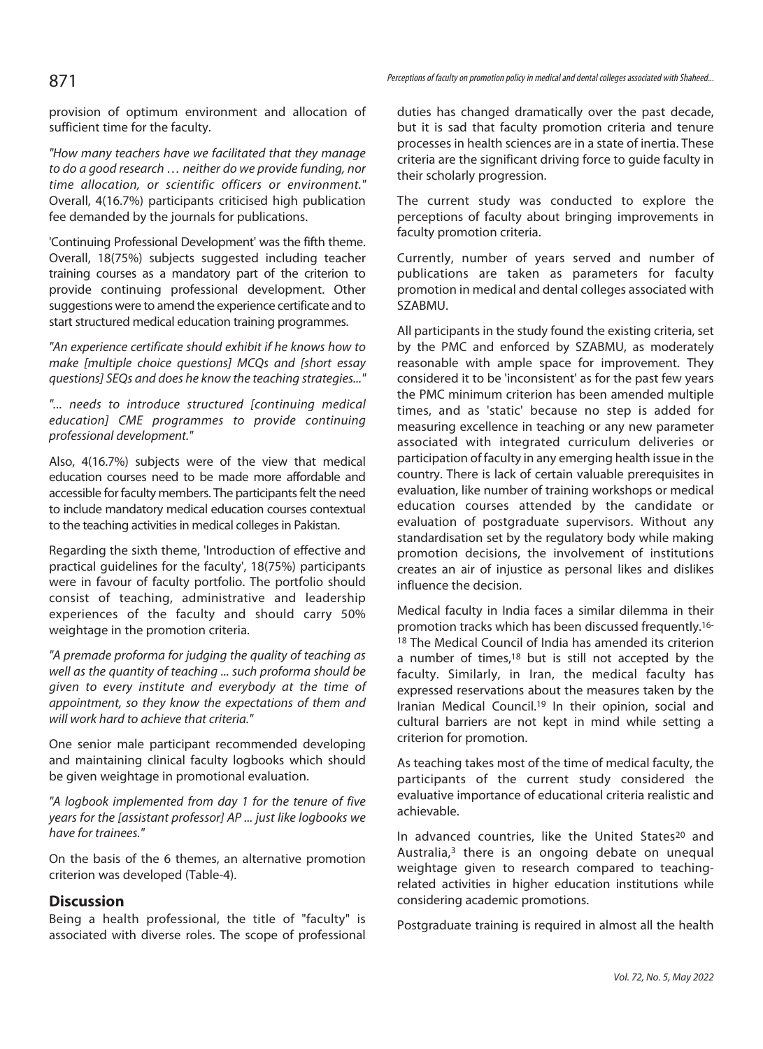provision of optimum environment and allocation of sufficient time for the faculty.

*"How many teachers have we facilitated that they manage to do a good research … neither do we provide funding, nor time allocation, or scientific officers or environment."* Overall, 4(16.7%) participants criticised high publication fee demanded by the journals for publications.

'Continuing Professional Development' was the fifth theme. Overall, 18(75%) subjects suggested including teacher training courses as a mandatory part of the criterion to provide continuing professional development. Other suggestions were to amend the experience certificate and to start structured medical education training programmes.

*"An experience certificate should exhibit if he knows how to make [multiple choice questions] MCQs and [short essay questions] SEQs and does he know the teaching strategies..."*

*"... needs to introduce structured [continuing medical education] CME programmes to provide continuing professional development."*

Also, 4(16.7%) subjects were of the view that medical education courses need to be made more affordable and accessible for faculty members. The participants felt the need to include mandatory medical education courses contextual to the teaching activities in medical colleges in Pakistan.

Regarding the sixth theme, 'Introduction of effective and practical guidelines for the faculty', 18(75%) participants were in favour of faculty portfolio. The portfolio should consist of teaching, administrative and leadership experiences of the faculty and should carry 50% weightage in the promotion criteria.

*"A premade proforma for judging the quality of teaching as well as the quantity of teaching ... such proforma should be given to every institute and everybody at the time of appointment, so they know the expectations of them and will work hard to achieve that criteria."*

One senior male participant recommended developing and maintaining clinical faculty logbooks which should be given weightage in promotional evaluation.

*"A logbook implemented from day 1 for the tenure of five years for the [assistant professor] AP ... just like logbooks we have for trainees."*

On the basis of the 6 themes, an alternative promotion criterion was developed (Table-4).

## Discussion

Being a health professional, the title of "faculty" is associated with diverse roles. The scope of professional duties has changed dramatically over the past decade, but it is sad that faculty promotion criteria and tenure processes in health sciences are in a state of inertia. These criteria are the significant driving force to guide faculty in their scholarly progression.

The current study was conducted to explore the perceptions of faculty about bringing improvements in faculty promotion criteria.

Currently, number of years served and number of publications are taken as parameters for faculty promotion in medical and dental colleges associated with SZABMU.

All participants in the study found the existing criteria, set by the PMC and enforced by SZABMU, as moderately reasonable with ample space for improvement. They considered it to be 'inconsistent' as for the past few years the PMC minimum criterion has been amended multiple times, and as 'static' because no step is added for measuring excellence in teaching or any new parameter associated with integrated curriculum deliveries or participation of faculty in any emerging health issue in the country. There is lack of certain valuable prerequisites in evaluation, like number of training workshops or medical education courses attended by the candidate or evaluation of postgraduate supervisors. Without any standardisation set by the regulatory body while making promotion decisions, the involvement of institutions creates an air of injustice as personal likes and dislikes influence the decision.

Medical faculty in India faces a similar dilemma in their promotion tracks which has been discussed frequently.[16-18] The Medical Council of India has amended its criterion a number of times,[18] but is still not accepted by the faculty. Similarly, in Iran, the medical faculty has expressed reservations about the measures taken by the Iranian Medical Council.[19] In their opinion, social and cultural barriers are not kept in mind while setting a criterion for promotion.

As teaching takes most of the time of medical faculty, the participants of the current study considered the evaluative importance of educational criteria realistic and achievable.

In advanced countries, like the United States[20] and Australia,[3] there is an ongoing debate on unequal weightage given to research compared to teaching-related activities in higher education institutions while considering academic promotions.

Postgraduate training is required in almost all the health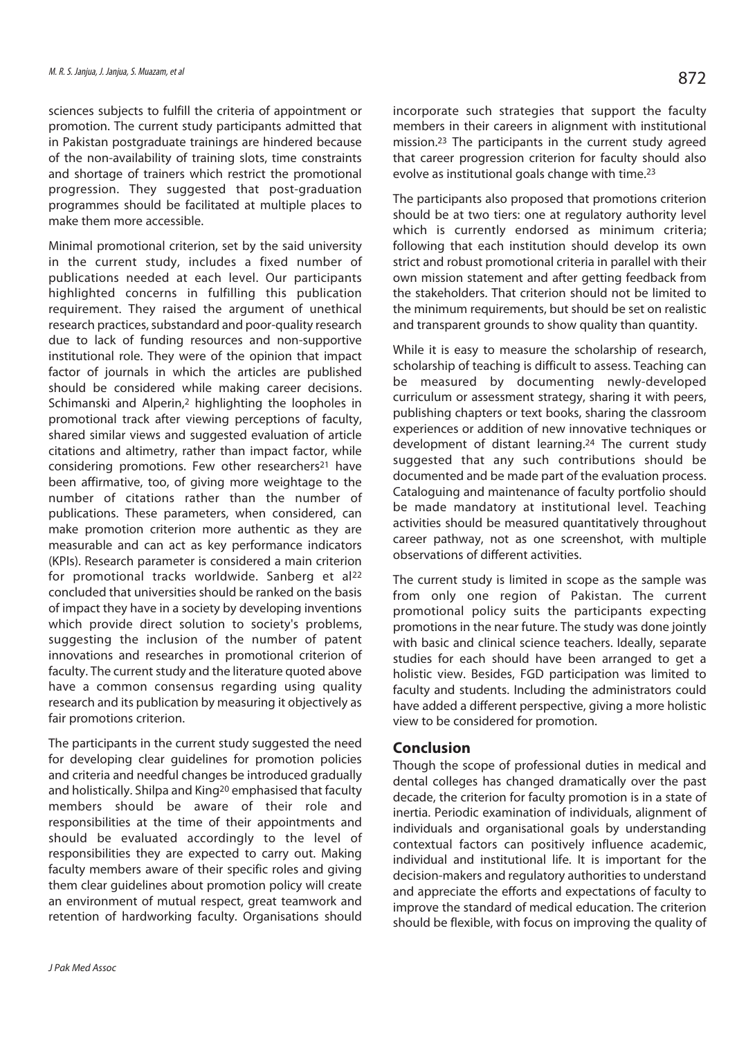sciences subjects to fulfill the criteria of appointment or promotion. The current study participants admitted that in Pakistan postgraduate trainings are hindered because of the non-availability of training slots, time constraints and shortage of trainers which restrict the promotional progression. They suggested that post-graduation programmes should be facilitated at multiple places to make them more accessible.

Minimal promotional criterion, set by the said university in the current study, includes a fixed number of publications needed at each level. Our participants highlighted concerns in fulfilling this publication requirement. They raised the argument of unethical research practices, substandard and poor-quality research due to lack of funding resources and non-supportive institutional role. They were of the opinion that impact factor of journals in which the articles are published should be considered while making career decisions. Schimanski and Alperin,[2] highlighting the loopholes in promotional track after viewing perceptions of faculty, shared similar views and suggested evaluation of article citations and altimetry, rather than impact factor, while considering promotions. Few other researchers[21] have been affirmative, too, of giving more weightage to the number of citations rather than the number of publications. These parameters, when considered, can make promotion criterion more authentic as they are measurable and can act as key performance indicators (KPIs). Research parameter is considered a main criterion for promotional tracks worldwide. Sanberg et al[22] concluded that universities should be ranked on the basis of impact they have in a society by developing inventions which provide direct solution to society's problems, suggesting the inclusion of the number of patent innovations and researches in promotional criterion of faculty. The current study and the literature quoted above have a common consensus regarding using quality research and its publication by measuring it objectively as fair promotions criterion.

The participants in the current study suggested the need for developing clear guidelines for promotion policies and criteria and needful changes be introduced gradually and holistically. Shilpa and King[20] emphasised that faculty members should be aware of their role and responsibilities at the time of their appointments and should be evaluated accordingly to the level of responsibilities they are expected to carry out. Making faculty members aware of their specific roles and giving them clear guidelines about promotion policy will create an environment of mutual respect, great teamwork and retention of hardworking faculty. Organisations should incorporate such strategies that support the faculty members in their careers in alignment with institutional mission.[23] The participants in the current study agreed that career progression criterion for faculty should also evolve as institutional goals change with time.[23]

The participants also proposed that promotions criterion should be at two tiers: one at regulatory authority level which is currently endorsed as minimum criteria; following that each institution should develop its own strict and robust promotional criteria in parallel with their own mission statement and after getting feedback from the stakeholders. That criterion should not be limited to the minimum requirements, but should be set on realistic and transparent grounds to show quality than quantity.

While it is easy to measure the scholarship of research, scholarship of teaching is difficult to assess. Teaching can be measured by documenting newly-developed curriculum or assessment strategy, sharing it with peers, publishing chapters or text books, sharing the classroom experiences or addition of new innovative techniques or development of distant learning.[24] The current study suggested that any such contributions should be documented and be made part of the evaluation process. Cataloguing and maintenance of faculty portfolio should be made mandatory at institutional level. Teaching activities should be measured quantitatively throughout career pathway, not as one screenshot, with multiple observations of different activities.

The current study is limited in scope as the sample was from only one region of Pakistan. The current promotional policy suits the participants expecting promotions in the near future. The study was done jointly with basic and clinical science teachers. Ideally, separate studies for each should have been arranged to get a holistic view. Besides, FGD participation was limited to faculty and students. Including the administrators could have added a different perspective, giving a more holistic view to be considered for promotion.

## Conclusion

Though the scope of professional duties in medical and dental colleges has changed dramatically over the past decade, the criterion for faculty promotion is in a state of inertia. Periodic examination of individuals, alignment of individuals and organisational goals by understanding contextual factors can positively influence academic, individual and institutional life. It is important for the decision-makers and regulatory authorities to understand and appreciate the efforts and expectations of faculty to improve the standard of medical education. The criterion should be flexible, with focus on improving the quality of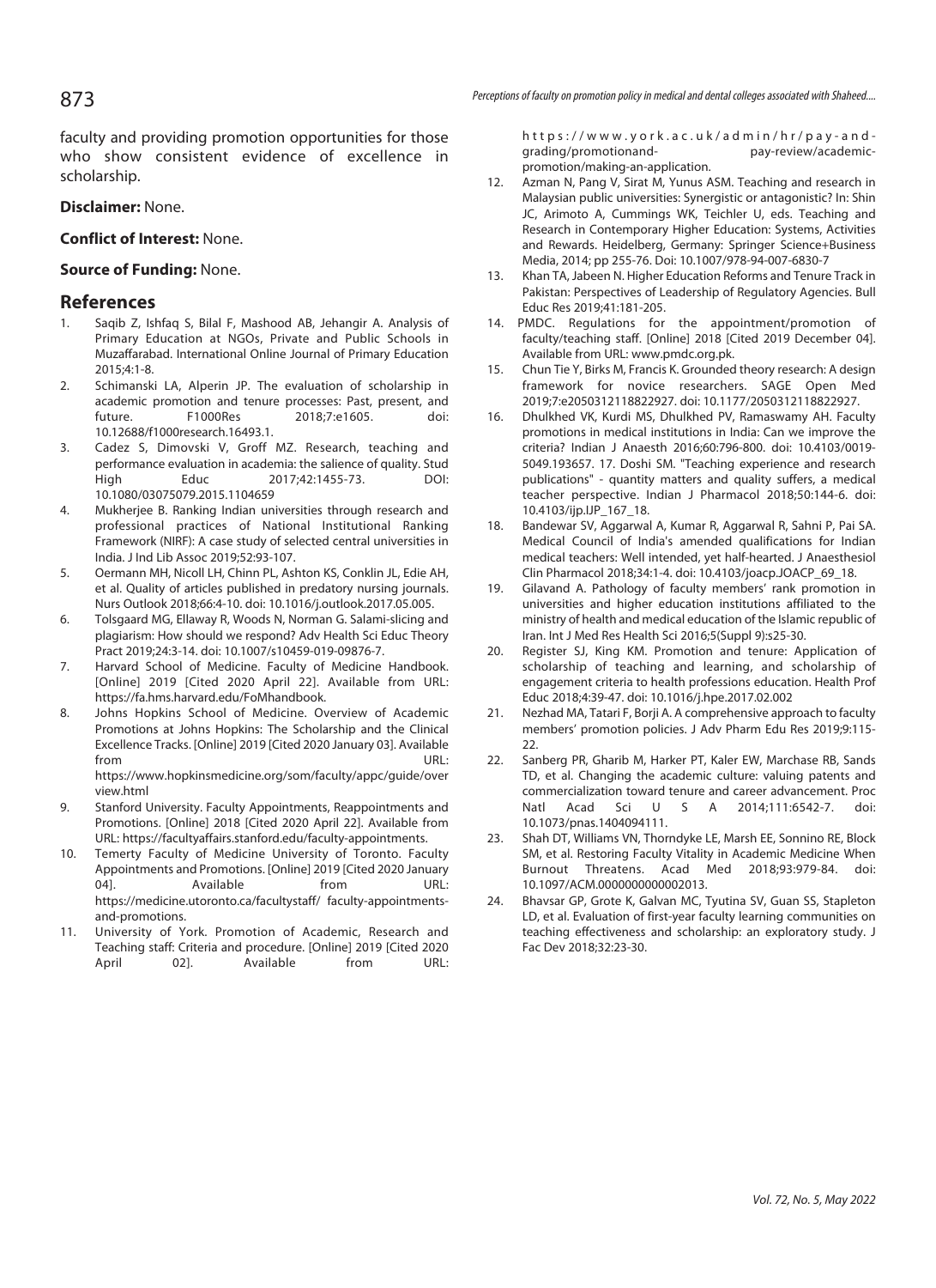faculty and providing promotion opportunities for those who show consistent evidence of excellence in scholarship.

**Disclaimer:** None.

**Conflict of Interest:** None.

**Source of Funding:** None.

## References

1. Saqib Z, Ishfaq S, Bilal F, Mashood AB, Jehangir A. Analysis of Primary Education at NGOs, Private and Public Schools in Muzaffarabad. International Online Journal of Primary Education 2015;4:1-8.
2. Schimanski LA, Alperin JP. The evaluation of scholarship in academic promotion and tenure processes: Past, present, and future. F1000Res 2018;7:e1605. doi: 10.12688/f1000research.16493.1.
3. Cadez S, Dimovski V, Groff MZ. Research, teaching and performance evaluation in academia: the salience of quality. Stud High Educ 2017;42:1455-73. DOI: 10.1080/03075079.2015.1104659
4. Mukherjee B. Ranking Indian universities through research and professional practices of National Institutional Ranking Framework (NIRF): A case study of selected central universities in India. J Ind Lib Assoc 2019;52:93-107.
5. Oermann MH, Nicoll LH, Chinn PL, Ashton KS, Conklin JL, Edie AH, et al. Quality of articles published in predatory nursing journals. Nurs Outlook 2018;66:4-10. doi: 10.1016/j.outlook.2017.05.005.
6. Tolsgaard MG, Ellaway R, Woods N, Norman G. Salami-slicing and plagiarism: How should we respond? Adv Health Sci Educ Theory Pract 2019;24:3-14. doi: 10.1007/s10459-019-09876-7.
7. Harvard School of Medicine. Faculty of Medicine Handbook. [Online] 2019 [Cited 2020 April 22]. Available from URL: https://fa.hms.harvard.edu/FoMhandbook.
8. Johns Hopkins School of Medicine. Overview of Academic Promotions at Johns Hopkins: The Scholarship and the Clinical Excellence Tracks. [Online] 2019 [Cited 2020 January 03]. Available from URL: https://www.hopkinsmedicine.org/som/faculty/appc/guide/overview.html
9. Stanford University. Faculty Appointments, Reappointments and Promotions. [Online] 2018 [Cited 2020 April 22]. Available from URL: https://facultyaffairs.stanford.edu/faculty-appointments.
10. Temerty Faculty of Medicine University of Toronto. Faculty Appointments and Promotions. [Online] 2019 [Cited 2020 January 04]. Available from URL: https://medicine.utoronto.ca/facultystaff/ faculty-appointments-and-promotions.
11. University of York. Promotion of Academic, Research and Teaching staff: Criteria and procedure. [Online] 2019 [Cited 2020 April 02]. Available from URL: https://www.york.ac.uk/admin/hr/pay-and-grading/promotionand-pay-review/academic-promotion/making-an-application.
12. Azman N, Pang V, Sirat M, Yunus ASM. Teaching and research in Malaysian public universities: Synergistic or antagonistic? In: Shin JC, Arimoto A, Cummings WK, Teichler U, eds. Teaching and Research in Contemporary Higher Education: Systems, Activities and Rewards. Heidelberg, Germany: Springer Science+Business Media, 2014; pp 255-76. Doi: 10.1007/978-94-007-6830-7
13. Khan TA, Jabeen N. Higher Education Reforms and Tenure Track in Pakistan: Perspectives of Leadership of Regulatory Agencies. Bull Educ Res 2019;41:181-205.
14. PMDC. Regulations for the appointment/promotion of faculty/teaching staff. [Online] 2018 [Cited 2019 December 04]. Available from URL: www.pmdc.org.pk.
15. Chun Tie Y, Birks M, Francis K. Grounded theory research: A design framework for novice researchers. SAGE Open Med 2019;7:e2050312118822927. doi: 10.1177/2050312118822927.
16. Dhulkhed VK, Kurdi MS, Dhulkhed PV, Ramaswamy AH. Faculty promotions in medical institutions in India: Can we improve the criteria? Indian J Anaesth 2016;60:796-800. doi: 10.4103/0019-5049.193657. 17. Doshi SM. "Teaching experience and research publications" - quantity matters and quality suffers, a medical teacher perspective. Indian J Pharmacol 2018;50:144-6. doi: 10.4103/ijp.IJP_167_18.
18. Bandewar SV, Aggarwal A, Kumar R, Aggarwal R, Sahni P, Pai SA. Medical Council of India's amended qualifications for Indian medical teachers: Well intended, yet half-hearted. J Anaesthesiol Clin Pharmacol 2018;34:1-4. doi: 10.4103/joacp.JOACP_69_18.
19. Gilavand A. Pathology of faculty members' rank promotion in universities and higher education institutions affiliated to the ministry of health and medical education of the Islamic republic of Iran. Int J Med Res Health Sci 2016;5(Suppl 9):s25-30.
20. Register SJ, King KM. Promotion and tenure: Application of scholarship of teaching and learning, and scholarship of engagement criteria to health professions education. Health Prof Educ 2018;4:39-47. doi: 10.1016/j.hpe.2017.02.002
21. Nezhad MA, Tatari F, Borji A. A comprehensive approach to faculty members' promotion policies. J Adv Pharm Edu Res 2019;9:115-22.
22. Sanberg PR, Gharib M, Harker PT, Kaler EW, Marchase RB, Sands TD, et al. Changing the academic culture: valuing patents and commercialization toward tenure and career advancement. Proc Natl Acad Sci U S A 2014;111:6542-7. doi: 10.1073/pnas.1404094111.
23. Shah DT, Williams VN, Thorndyke LE, Marsh EE, Sonnino RE, Block SM, et al. Restoring Faculty Vitality in Academic Medicine When Burnout Threatens. Acad Med 2018;93:979-84. doi: 10.1097/ACM.0000000000002013.
24. Bhavsar GP, Grote K, Galvan MC, Tyutina SV, Guan SS, Stapleton LD, et al. Evaluation of first-year faculty learning communities on teaching effectiveness and scholarship: an exploratory study. J Fac Dev 2018;32:23-30.